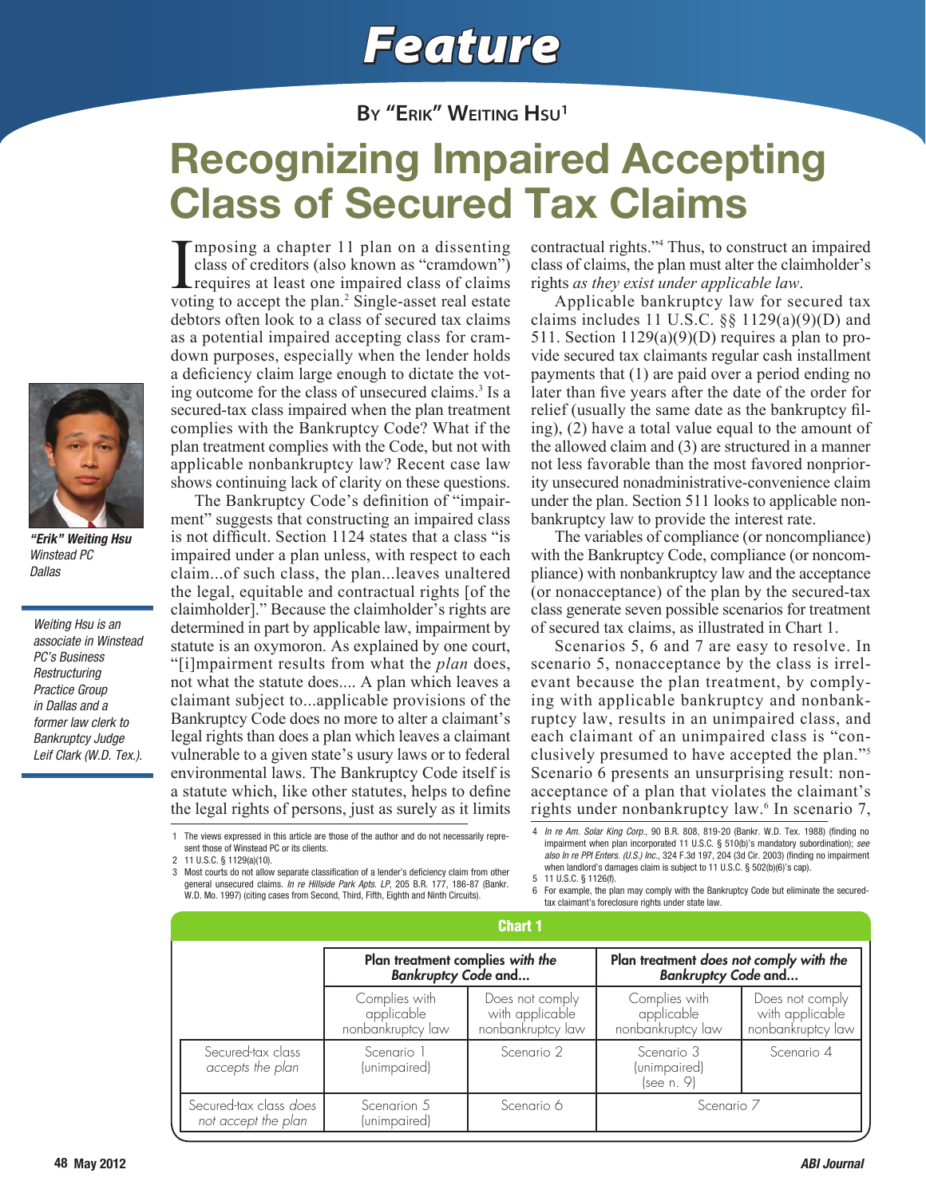# Feature

**By "Erik" Weiting Hsu**[1]

# Recognizing Impaired Accepting Class of Secured Tax Claims

***"Erik" Weiting Hsu***
*Winstead PC*
*Dallas*

*Weiting Hsu is an associate in Winstead PC's Business Restructuring Practice Group in Dallas and a former law clerk to Bankruptcy Judge Leif Clark (W.D. Tex.).*

Imposing a chapter 11 plan on a dissenting class of creditors (also known as "cramdown") requires at least one impaired class of claims voting to accept the plan.[2] Single-asset real estate debtors often look to a class of secured tax claims as a potential impaired accepting class for cramdown purposes, especially when the lender holds a deficiency claim large enough to dictate the voting outcome for the class of unsecured claims.[3] Is a secured-tax class impaired when the plan treatment complies with the Bankruptcy Code? What if the plan treatment complies with the Code, but not with applicable nonbankruptcy law? Recent case law shows continuing lack of clarity on these questions.

The Bankruptcy Code's definition of "impairment" suggests that constructing an impaired class is not difficult. Section 1124 states that a class "is impaired under a plan unless, with respect to each claim...of such class, the plan...leaves unaltered the legal, equitable and contractual rights [of the claimholder]." Because the claimholder's rights are determined in part by applicable law, impairment by statute is an oxymoron. As explained by one court, "[i]mpairment results from what the *plan* does, not what the statute does.... A plan which leaves a claimant subject to...applicable provisions of the Bankruptcy Code does no more to alter a claimant's legal rights than does a plan which leaves a claimant vulnerable to a given state's usury laws or to federal environmental laws. The Bankruptcy Code itself is a statute which, like other statutes, helps to define the legal rights of persons, just as surely as it limits contractual rights."[4] Thus, to construct an impaired class of claims, the plan must alter the claimholder's rights *as they exist under applicable law*.

Applicable bankruptcy law for secured tax claims includes 11 U.S.C. §§ 1129(a)(9)(D) and 511. Section 1129(a)(9)(D) requires a plan to provide secured tax claimants regular cash installment payments that (1) are paid over a period ending no later than five years after the date of the order for relief (usually the same date as the bankruptcy filing), (2) have a total value equal to the amount of the allowed claim and (3) are structured in a manner not less favorable than the most favored nonpriority unsecured nonadministrative-convenience claim under the plan. Section 511 looks to applicable nonbankruptcy law to provide the interest rate.

The variables of compliance (or noncompliance) with the Bankruptcy Code, compliance (or noncompliance) with nonbankruptcy law and the acceptance (or nonacceptance) of the plan by the secured-tax class generate seven possible scenarios for treatment of secured tax claims, as illustrated in Chart 1.

Scenarios 5, 6 and 7 are easy to resolve. In scenario 5, nonacceptance by the class is irrelevant because the plan treatment, by complying with applicable bankruptcy and nonbankruptcy law, results in an unimpaired class, and each claimant of an unimpaired class is "conclusively presumed to have accepted the plan."[5] Scenario 6 presents an unsurprising result: nonacceptance of a plan that violates the claimant's rights under nonbankruptcy law.[6] In scenario 7,

**Chart 1**

| | Plan treatment complies *with the Bankruptcy Code* and... | | Plan treatment *does not comply* with the *Bankruptcy Code* and... | |
|---|---|---|---|---|
| | Complies with applicable nonbankruptcy law | Does not comply with applicable nonbankruptcy law | Complies with applicable nonbankruptcy law | Does not comply with applicable nonbankruptcy law |
| Secured-tax class *accepts the plan* | Scenario 1 (unimpaired) | Scenario 2 | Scenario 3 (unimpaired) (see n. 9) | Scenario 4 |
| Secured-tax class *does not accept the plan* | Scenarion 5 (unimpaired) | Scenario 6 | Scenario 7 | |

---

1 The views expressed in this article are those of the author and do not necessarily represent those of Winstead PC or its clients.

2 11 U.S.C. § 1129(a)(10).

3 Most courts do not allow separate classification of a lender's deficiency claim from other general unsecured claims. *In re Hillside Park Apts. LP*, 205 B.R. 177, 186-87 (Bankr. W.D. Mo. 1997) (citing cases from Second, Third, Fifth, Eighth and Ninth Circuits).

4 *In re Am. Solar King Corp.*, 90 B.R. 808, 819-20 (Bankr. W.D. Tex. 1988) (finding no impairment when plan incorporated 11 U.S.C. § 510(b)'s mandatory subordination); *see also In re PPI Enters. (U.S.) Inc.*, 324 F.3d 197, 204 (3d Cir. 2003) (finding no impairment when landlord's damages claim is subject to 11 U.S.C. § 502(b)(6)'s cap).

5 11 U.S.C. § 1126(f).

6 For example, the plan may comply with the Bankruptcy Code but eliminate the secured-tax claimant's foreclosure rights under state law.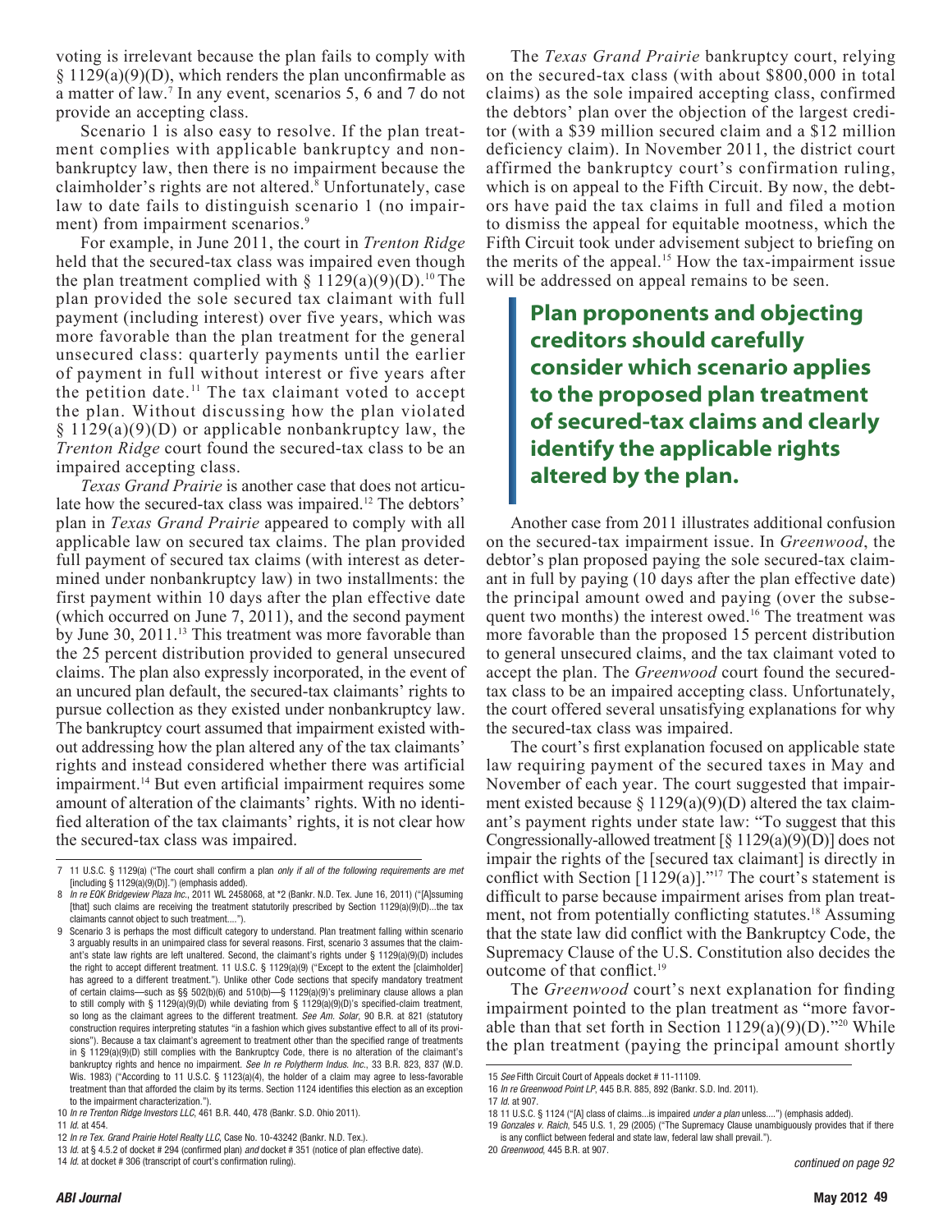voting is irrelevant because the plan fails to comply with § 1129(a)(9)(D), which renders the plan unconfirmable as a matter of law.[7] In any event, scenarios 5, 6 and 7 do not provide an accepting class.

Scenario 1 is also easy to resolve. If the plan treatment complies with applicable bankruptcy and nonbankruptcy law, then there is no impairment because the claimholder's rights are not altered.[8] Unfortunately, case law to date fails to distinguish scenario 1 (no impairment) from impairment scenarios.[9]

For example, in June 2011, the court in *Trenton Ridge* held that the secured-tax class was impaired even though the plan treatment complied with § 1129(a)(9)(D).[10] The plan provided the sole secured tax claimant with full payment (including interest) over five years, which was more favorable than the plan treatment for the general unsecured class: quarterly payments until the earlier of payment in full without interest or five years after the petition date.[11] The tax claimant voted to accept the plan. Without discussing how the plan violated § 1129(a)(9)(D) or applicable nonbankruptcy law, the *Trenton Ridge* court found the secured-tax class to be an impaired accepting class.

*Texas Grand Prairie* is another case that does not articulate how the secured-tax class was impaired.[12] The debtors' plan in *Texas Grand Prairie* appeared to comply with all applicable law on secured tax claims. The plan provided full payment of secured tax claims (with interest as determined under nonbankruptcy law) in two installments: the first payment within 10 days after the plan effective date (which occurred on June 7, 2011), and the second payment by June 30, 2011.[13] This treatment was more favorable than the 25 percent distribution provided to general unsecured claims. The plan also expressly incorporated, in the event of an uncured plan default, the secured-tax claimants' rights to pursue collection as they existed under nonbankruptcy law. The bankruptcy court assumed that impairment existed without addressing how the plan altered any of the tax claimants' rights and instead considered whether there was artificial impairment.[14] But even artificial impairment requires some amount of alteration of the claimants' rights. With no identified alteration of the tax claimants' rights, it is not clear how the secured-tax class was impaired.

The *Texas Grand Prairie* bankruptcy court, relying on the secured-tax class (with about $800,000 in total claims) as the sole impaired accepting class, confirmed the debtors' plan over the objection of the largest creditor (with a $39 million secured claim and a $12 million deficiency claim). In November 2011, the district court affirmed the bankruptcy court's confirmation ruling, which is on appeal to the Fifth Circuit. By now, the debtors have paid the tax claims in full and filed a motion to dismiss the appeal for equitable mootness, which the Fifth Circuit took under advisement subject to briefing on the merits of the appeal.[15] How the tax-impairment issue will be addressed on appeal remains to be seen.

> **Plan proponents and objecting creditors should carefully consider which scenario applies to the proposed plan treatment of secured-tax claims and clearly identify the applicable rights altered by the plan.**

Another case from 2011 illustrates additional confusion on the secured-tax impairment issue. In *Greenwood*, the debtor's plan proposed paying the sole secured-tax claimant in full by paying (10 days after the plan effective date) the principal amount owed and paying (over the subsequent two months) the interest owed.[16] The treatment was more favorable than the proposed 15 percent distribution to general unsecured claims, and the tax claimant voted to accept the plan. The *Greenwood* court found the secured-tax class to be an impaired accepting class. Unfortunately, the court offered several unsatisfying explanations for why the secured-tax class was impaired.

The court's first explanation focused on applicable state law requiring payment of the secured taxes in May and November of each year. The court suggested that impairment existed because § 1129(a)(9)(D) altered the tax claimant's payment rights under state law: "To suggest that this Congressionally-allowed treatment [§ 1129(a)(9)(D)] does not impair the rights of the [secured tax claimant] is directly in conflict with Section [1129(a)]."[17] The court's statement is difficult to parse because impairment arises from plan treatment, not from potentially conflicting statutes.[18] Assuming that the state law did conflict with the Bankruptcy Code, the Supremacy Clause of the U.S. Constitution also decides the outcome of that conflict.[19]

The *Greenwood* court's next explanation for finding impairment pointed to the plan treatment as "more favorable than that set forth in Section 1129(a)(9)(D)."[20] While the plan treatment (paying the principal amount shortly

*continued on page 92*

---

7 11 U.S.C. § 1129(a) ("The court shall confirm a plan *only if all of the following requirements are met* [including § 1129(a)(9)(D)].") (emphasis added).

8 *In re EQK Bridgeview Plaza Inc.*, 2011 WL 2458068, at *2 (Bankr. N.D. Tex. June 16, 2011) ("[A]ssuming [that] such claims are receiving the treatment statutorily prescribed by Section 1129(a)(9)(D)...the tax claimants cannot object to such treatment....").

9 Scenario 3 is perhaps the most difficult category to understand. Plan treatment falling within scenario 3 arguably results in an unimpaired class for several reasons. First, scenario 3 assumes that the claimant's state law rights are left unaltered. Second, the claimant's rights under § 1129(a)(9)(D) includes the right to accept different treatment. 11 U.S.C. § 1129(a)(9) ("Except to the extent the [claimholder] has agreed to a different treatment."). Unlike other Code sections that specify mandatory treatment of certain claims—such as §§ 502(b)(6) and 510(b)—§ 1129(a)(9)'s preliminary clause allows a plan to still comply with § 1129(a)(9)(D) while deviating from § 1129(a)(9)(D)'s specified-claim treatment, so long as the claimant agrees to the different treatment. *See Am. Solar*, 90 B.R. at 821 (statutory construction requires interpreting statutes "in a fashion which gives substantive effect to all of its provisions"). Because a tax claimant's agreement to treatment other than the specified range of treatments in § 1129(a)(9)(D) still complies with the Bankruptcy Code, there is no alteration of the claimant's bankruptcy rights and hence no impairment. *See In re Polytherm Indus. Inc.*, 33 B.R. 823, 837 (W.D. Wis. 1983) ("According to 11 U.S.C. § 1123(a)(4), the holder of a claim may agree to less-favorable treatment than that afforded the claim by its terms. Section 1124 identifies this election as an exception to the impairment characterization.").

10 *In re Trenton Ridge Investors LLC*, 461 B.R. 440, 478 (Bankr. S.D. Ohio 2011).

11 *Id.* at 454.

12 *In re Tex. Grand Prairie Hotel Realty LLC*, Case No. 10-43242 (Bankr. N.D. Tex.).

13 *Id.* at § 4.5.2 of docket # 294 (confirmed plan) *and* docket # 351 (notice of plan effective date).

14 *Id.* at docket # 306 (transcript of court's confirmation ruling).

15 *See* Fifth Circuit Court of Appeals docket # 11-11109.

16 *In re Greenwood Point LP*, 445 B.R. 885, 892 (Bankr. S.D. Ind. 2011).

17 *Id.* at 907.

18 11 U.S.C. § 1124 ("[A] class of claims...is impaired *under a plan* unless....") (emphasis added).

19 *Gonzales v. Raich*, 545 U.S. 1, 29 (2005) ("The Supremacy Clause unambiguously provides that if there is any conflict between federal and state law, federal law shall prevail.").

20 *Greenwood*, 445 B.R. at 907.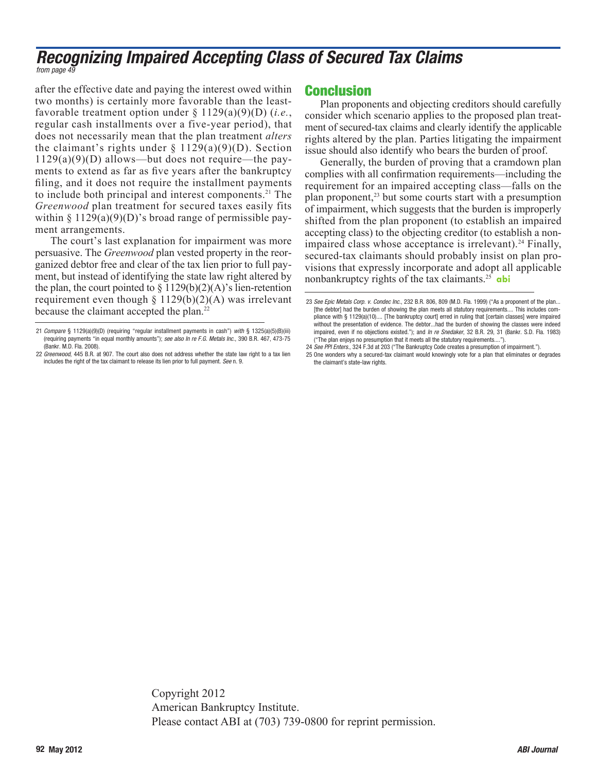## Recognizing Impaired Accepting Class of Secured Tax Claims

*from page 49*

after the effective date and paying the interest owed within two months) is certainly more favorable than the least-favorable treatment option under § 1129(a)(9)(D) (*i.e.*, regular cash installments over a five-year period), that does not necessarily mean that the plan treatment *alters* the claimant's rights under § 1129(a)(9)(D). Section 1129(a)(9)(D) allows—but does not require—the payments to extend as far as five years after the bankruptcy filing, and it does not require the installment payments to include both principal and interest components.[21] The *Greenwood* plan treatment for secured taxes easily fits within § 1129(a)(9)(D)'s broad range of permissible payment arrangements.

The court's last explanation for impairment was more persuasive. The *Greenwood* plan vested property in the reorganized debtor free and clear of the tax lien prior to full payment, but instead of identifying the state law right altered by the plan, the court pointed to § 1129(b)(2)(A)'s lien-retention requirement even though § 1129(b)(2)(A) was irrelevant because the claimant accepted the plan.[22]

## Conclusion

Plan proponents and objecting creditors should carefully consider which scenario applies to the proposed plan treatment of secured-tax claims and clearly identify the applicable rights altered by the plan. Parties litigating the impairment issue should also identify who bears the burden of proof.

Generally, the burden of proving that a cramdown plan complies with all confirmation requirements—including the requirement for an impaired accepting class—falls on the plan proponent,[23] but some courts start with a presumption of impairment, which suggests that the burden is improperly shifted from the plan proponent (to establish an impaired accepting class) to the objecting creditor (to establish a non-impaired class whose acceptance is irrelevant).[24] Finally, secured-tax claimants should probably insist on plan provisions that expressly incorporate and adopt all applicable nonbankruptcy rights of the tax claimants.[25] **abi**

---

21 *Compare* § 1129(a)(9)(D) (requiring "regular installment payments in cash") *with* § 1325(a)(5)(B)(iii) (requiring payments "in equal monthly amounts"); *see also In re F.G. Metals Inc.*, 390 B.R. 467, 473-75 (Bankr. M.D. Fla. 2008).

22 *Greenwood*, 445 B.R. at 907. The court also does not address whether the state law right to a tax lien includes the right of the tax claimant to release its lien prior to full payment. *See* n. 9.

23 *See Epic Metals Corp. v. Condec Inc.*, 232 B.R. 806, 809 (M.D. Fla. 1999) ("As a proponent of the plan... [the debtor] had the burden of showing the plan meets all statutory requirements.... This includes compliance with § 1129(a)(10).... [The bankruptcy court] erred in ruling that [certain classes] were impaired without the presentation of evidence. The debtor...had the burden of showing the classes were indeed impaired, even if no objections existed."); and *In re Snedaker*, 32 B.R. 29, 31 (Bankr. S.D. Fla. 1983) ("The plan enjoys no presumption that it meets all the statutory requirements....").

24 *See PPI Enters.*, 324 F.3d at 203 ("The Bankruptcy Code creates a presumption of impairment.").

25 One wonders why a secured-tax claimant would knowingly vote for a plan that eliminates or degrades the claimant's state-law rights.

Copyright 2012
American Bankruptcy Institute.
Please contact ABI at (703) 739-0800 for reprint permission.